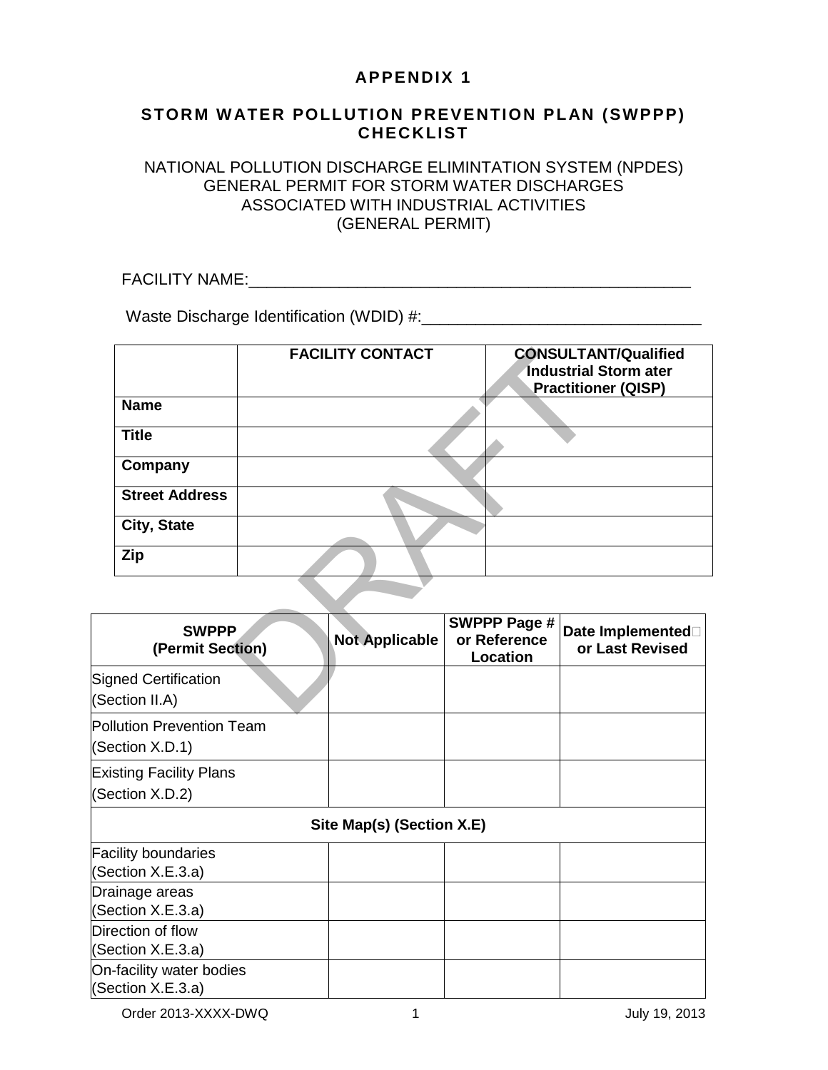# APPENDIX 1

## STORM WATER POLLUTION PREVENTION PLAN (SWPPP) CHECKLIST

NATIONAL POLLUTION DISCHARGE ELIMINTATION SYSTEM (NPDES)
GENERAL PERMIT FOR STORM WATER DISCHARGES
ASSOCIATED WITH INDUSTRIAL ACTIVITIES
(GENERAL PERMIT)

FACILITY NAME:_______________________________________________

Waste Discharge Identification (WDID) #:_____________________________

| | FACILITY CONTACT | CONSULTANT/Qualified Industrial Storm ater Practitioner (QISP) |
|---|---|---|
| **Name** | | |
| **Title** | | |
| **Company** | | |
| **Street Address** | | |
| **City, State** | | |
| **Zip** | | |

| SWPPP (Permit Section) | Not Applicable | SWPPP Page # or Reference Location | Date Implemented or Last Revised |
|---|---|---|---|
| Signed Certification (Section II.A) | | | |
| Pollution Prevention Team (Section X.D.1) | | | |
| Existing Facility Plans (Section X.D.2) | | | |
| **Site Map(s) (Section X.E)** | | | |
| Facility boundaries (Section X.E.3.a) | | | |
| Drainage areas (Section X.E.3.a) | | | |
| Direction of flow (Section X.E.3.a) | | | |
| On-facility water bodies (Section X.E.3.a) | | | |

Order 2013-XXXX-DWQ July 19, 2013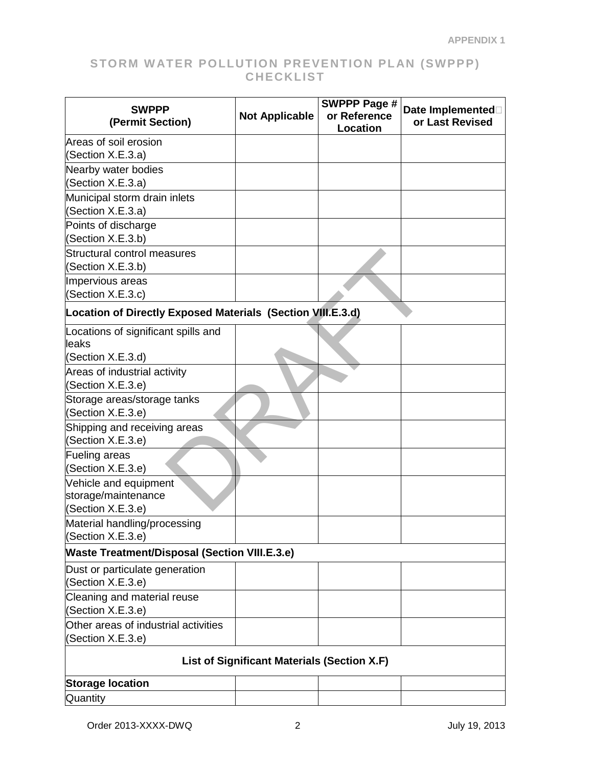APPENDIX 1

# STORM WATER POLLUTION PREVENTION PLAN (SWPPP) CHECKLIST

| SWPPP (Permit Section) | Not Applicable | SWPPP Page # or Reference Location | Date Implemented or Last Revised |
|---|---|---|---|
| Areas of soil erosion (Section X.E.3.a) | | | |
| Nearby water bodies (Section X.E.3.a) | | | |
| Municipal storm drain inlets (Section X.E.3.a) | | | |
| Points of discharge (Section X.E.3.b) | | | |
| Structural control measures (Section X.E.3.b) | | | |
| Impervious areas (Section X.E.3.c) | | | |
| **Location of Directly Exposed Materials (Section VIII.E.3.d)** | | | |
| Locations of significant spills and leaks (Section X.E.3.d) | | | |
| Areas of industrial activity (Section X.E.3.e) | | | |
| Storage areas/storage tanks (Section X.E.3.e) | | | |
| Shipping and receiving areas (Section X.E.3.e) | | | |
| Fueling areas (Section X.E.3.e) | | | |
| Vehicle and equipment storage/maintenance (Section X.E.3.e) | | | |
| Material handling/processing (Section X.E.3.e) | | | |
| **Waste Treatment/Disposal (Section VIII.E.3.e)** | | | |
| Dust or particulate generation (Section X.E.3.e) | | | |
| Cleaning and material reuse (Section X.E.3.e) | | | |
| Other areas of industrial activities (Section X.E.3.e) | | | |
| **List of Significant Materials (Section X.F)** | | | |
| **Storage location** | | | |
| Quantity | | | |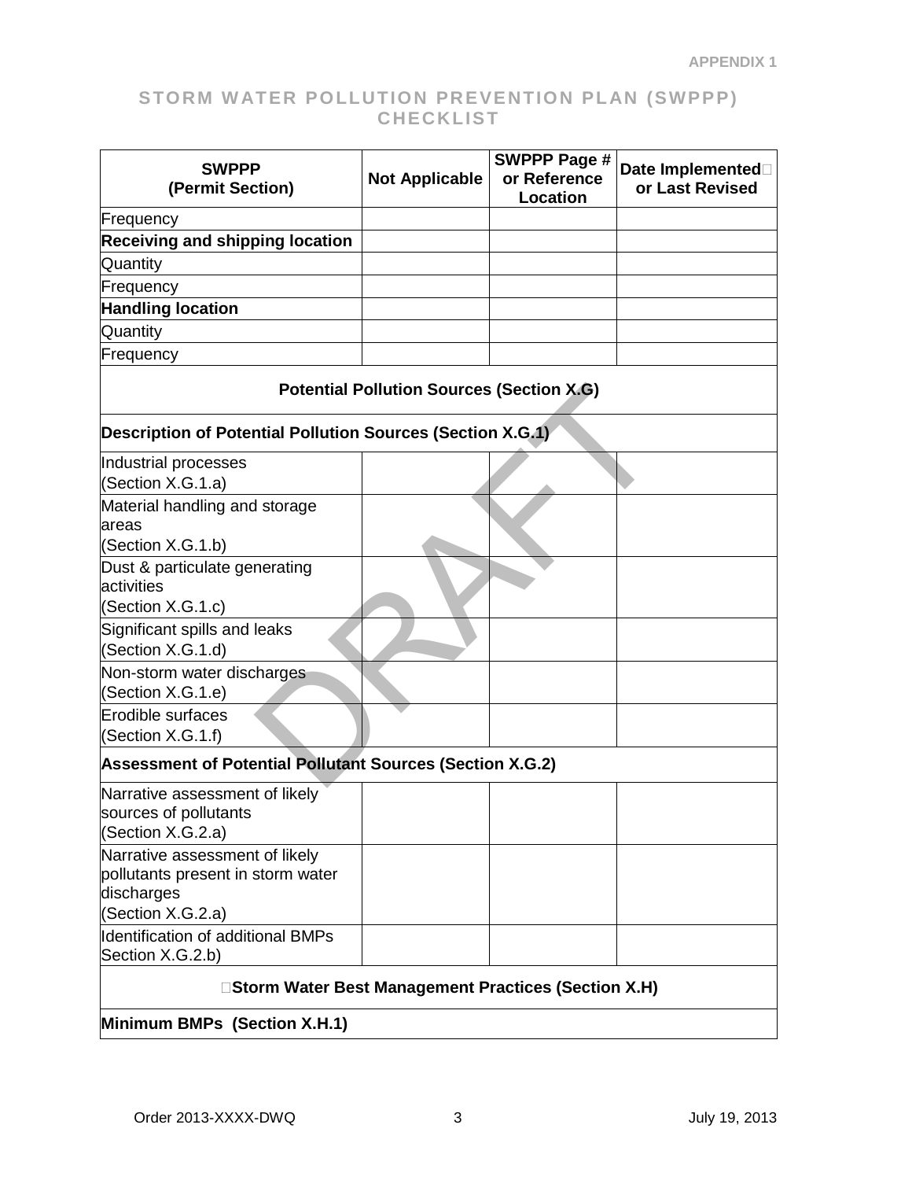APPENDIX 1

# STORM WATER POLLUTION PREVENTION PLAN (SWPPP) CHECKLIST

| SWPPP (Permit Section) | Not Applicable | SWPPP Page # or Reference Location | Date Implemented or Last Revised |
|---|---|---|---|
| Frequency | | | |
| **Receiving and shipping location** | | | |
| Quantity | | | |
| Frequency | | | |
| **Handling location** | | | |
| Quantity | | | |
| Frequency | | | |
| **Potential Pollution Sources (Section X.G)** | | | |
| **Description of Potential Pollution Sources (Section X.G.1)** | | | |
| Industrial processes (Section X.G.1.a) | | | |
| Material handling and storage areas (Section X.G.1.b) | | | |
| Dust & particulate generating activities (Section X.G.1.c) | | | |
| Significant spills and leaks (Section X.G.1.d) | | | |
| Non-storm water discharges (Section X.G.1.e) | | | |
| Erodible surfaces (Section X.G.1.f) | | | |
| **Assessment of Potential Pollutant Sources (Section X.G.2)** | | | |
| Narrative assessment of likely sources of pollutants (Section X.G.2.a) | | | |
| Narrative assessment of likely pollutants present in storm water discharges (Section X.G.2.a) | | | |
| Identification of additional BMPs Section X.G.2.b) | | | |
| **Storm Water Best Management Practices (Section X.H)** | | | |
| **Minimum BMPs (Section X.H.1)** | | | |

DRAFT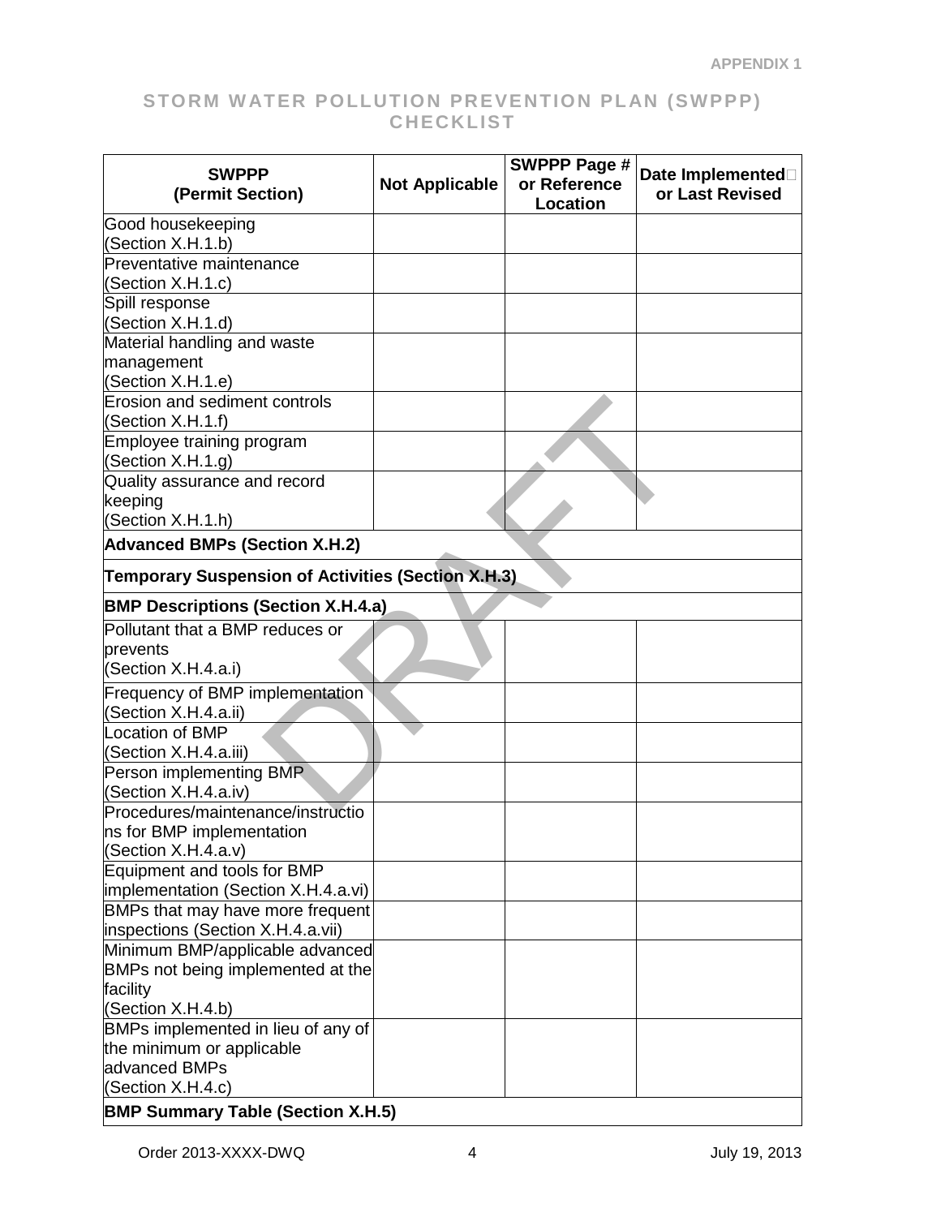## STORM WATER POLLUTION PREVENTION PLAN (SWPPP) CHECKLIST

| SWPPP (Permit Section) | Not Applicable | SWPPP Page # or Reference Location | Date Implemented or Last Revised |
|---|---|---|---|
| Good housekeeping (Section X.H.1.b) | | | |
| Preventative maintenance (Section X.H.1.c) | | | |
| Spill response (Section X.H.1.d) | | | |
| Material handling and waste management (Section X.H.1.e) | | | |
| Erosion and sediment controls (Section X.H.1.f) | | | |
| Employee training program (Section X.H.1.g) | | | |
| Quality assurance and record keeping (Section X.H.1.h) | | | |
| **Advanced BMPs (Section X.H.2)** | | | |
| **Temporary Suspension of Activities (Section X.H.3)** | | | |
| **BMP Descriptions (Section X.H.4.a)** | | | |
| Pollutant that a BMP reduces or prevents (Section X.H.4.a.i) | | | |
| Frequency of BMP implementation (Section X.H.4.a.ii) | | | |
| Location of BMP (Section X.H.4.a.iii) | | | |
| Person implementing BMP (Section X.H.4.a.iv) | | | |
| Procedures/maintenance/instructions for BMP implementation (Section X.H.4.a.v) | | | |
| Equipment and tools for BMP implementation (Section X.H.4.a.vi) | | | |
| BMPs that may have more frequent inspections (Section X.H.4.a.vii) | | | |
| Minimum BMP/applicable advanced BMPs not being implemented at the facility (Section X.H.4.b) | | | |
| BMPs implemented in lieu of any of the minimum or applicable advanced BMPs (Section X.H.4.c) | | | |
| **BMP Summary Table (Section X.H.5)** | | | |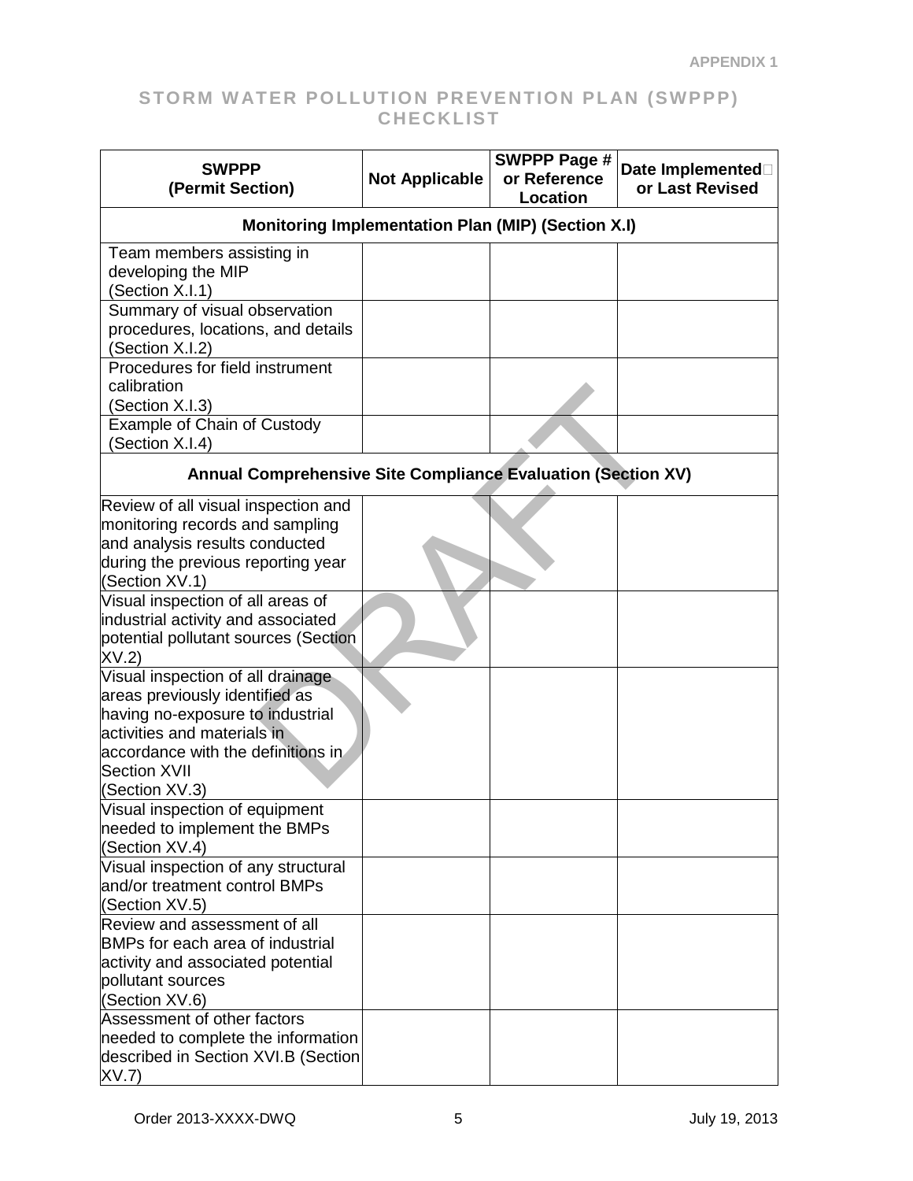APPENDIX 1

# STORM WATER POLLUTION PREVENTION PLAN (SWPPP) CHECKLIST

| SWPPP (Permit Section) | Not Applicable | SWPPP Page # or Reference Location | Date Implemented or Last Revised |
|---|---|---|---|
| **Monitoring Implementation Plan (MIP) (Section X.I)** | | | |
| Team members assisting in developing the MIP (Section X.I.1) | | | |
| Summary of visual observation procedures, locations, and details (Section X.I.2) | | | |
| Procedures for field instrument calibration (Section X.I.3) | | | |
| Example of Chain of Custody (Section X.I.4) | | | |
| **Annual Comprehensive Site Compliance Evaluation (Section XV)** | | | |
| Review of all visual inspection and monitoring records and sampling and analysis results conducted during the previous reporting year (Section XV.1) | | | |
| Visual inspection of all areas of industrial activity and associated potential pollutant sources (Section XV.2) | | | |
| Visual inspection of all drainage areas previously identified as having no-exposure to industrial activities and materials in accordance with the definitions in Section XVII (Section XV.3) | | | |
| Visual inspection of equipment needed to implement the BMPs (Section XV.4) | | | |
| Visual inspection of any structural and/or treatment control BMPs (Section XV.5) | | | |
| Review and assessment of all BMPs for each area of industrial activity and associated potential pollutant sources (Section XV.6) | | | |
| Assessment of other factors needed to complete the information described in Section XVI.B (Section XV.7) | | | |

DRAFT

Order 2013-XXXX-DWQ July 19, 2013